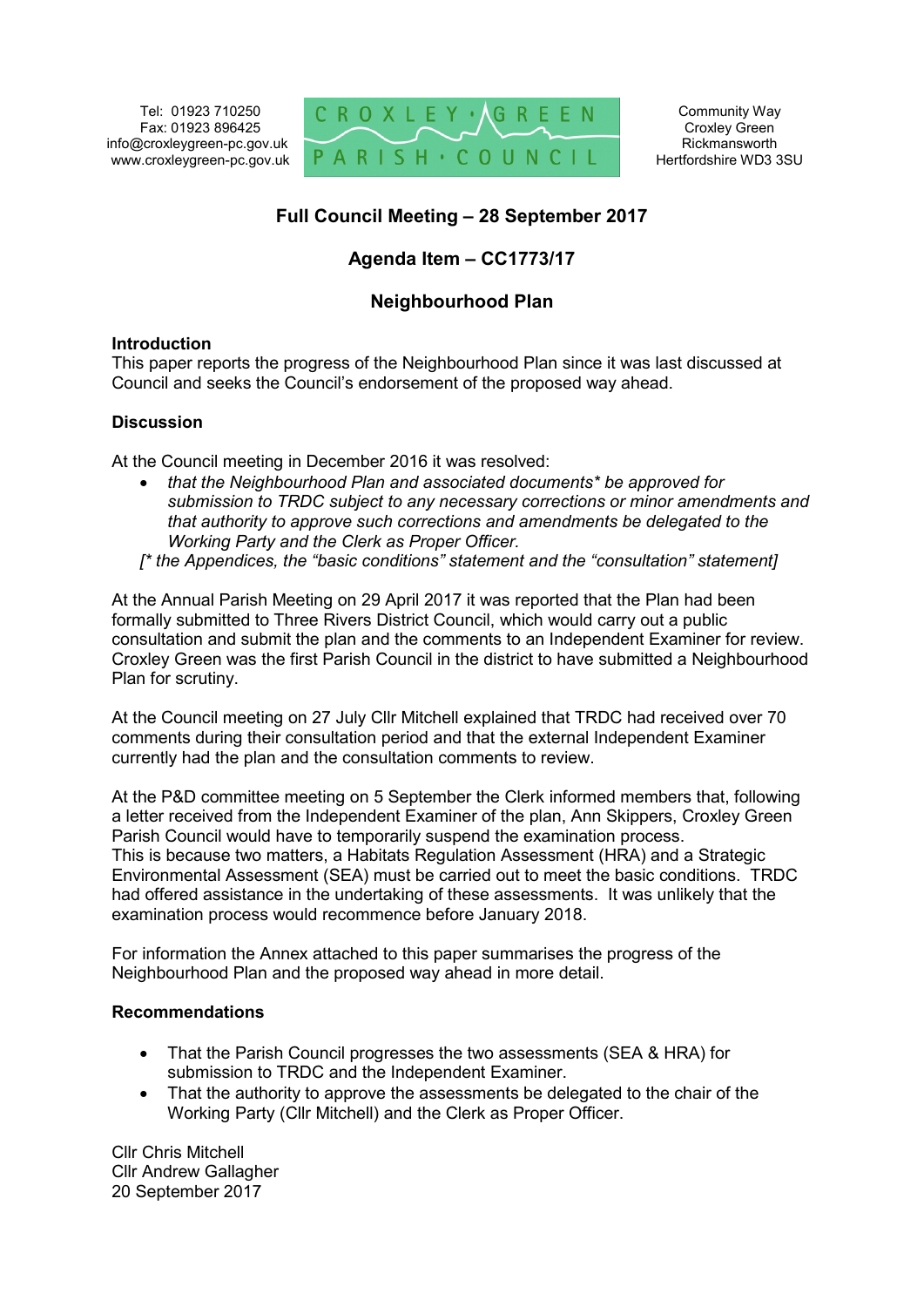Tel: 01923 710250
Fax: 01923 896425
info@croxleygreen-pc.gov.uk
www.croxleygreen-pc.gov.uk

CROXLEY • GREEN
PARISH • COUNCIL

Community Way
Croxley Green
Rickmansworth
Hertfordshire WD3 3SU

# Full Council Meeting – 28 September 2017

## Agenda Item – CC1773/17

## Neighbourhood Plan

**Introduction**
This paper reports the progress of the Neighbourhood Plan since it was last discussed at Council and seeks the Council's endorsement of the proposed way ahead.

**Discussion**

At the Council meeting in December 2016 it was resolved:

- *that the Neighbourhood Plan and associated documents* be approved for submission to TRDC subject to any necessary corrections or minor amendments and that authority to approve such corrections and amendments be delegated to the Working Party and the Clerk as Proper Officer.*

*[* the Appendices, the "basic conditions" statement and the "consultation" statement]*

At the Annual Parish Meeting on 29 April 2017 it was reported that the Plan had been formally submitted to Three Rivers District Council, which would carry out a public consultation and submit the plan and the comments to an Independent Examiner for review. Croxley Green was the first Parish Council in the district to have submitted a Neighbourhood Plan for scrutiny.

At the Council meeting on 27 July Cllr Mitchell explained that TRDC had received over 70 comments during their consultation period and that the external Independent Examiner currently had the plan and the consultation comments to review.

At the P&D committee meeting on 5 September the Clerk informed members that, following a letter received from the Independent Examiner of the plan, Ann Skippers, Croxley Green Parish Council would have to temporarily suspend the examination process.
This is because two matters, a Habitats Regulation Assessment (HRA) and a Strategic Environmental Assessment (SEA) must be carried out to meet the basic conditions. TRDC had offered assistance in the undertaking of these assessments. It was unlikely that the examination process would recommence before January 2018.

For information the Annex attached to this paper summarises the progress of the Neighbourhood Plan and the proposed way ahead in more detail.

**Recommendations**

- That the Parish Council progresses the two assessments (SEA & HRA) for submission to TRDC and the Independent Examiner.
- That the authority to approve the assessments be delegated to the chair of the Working Party (Cllr Mitchell) and the Clerk as Proper Officer.

Cllr Chris Mitchell
Cllr Andrew Gallagher
20 September 2017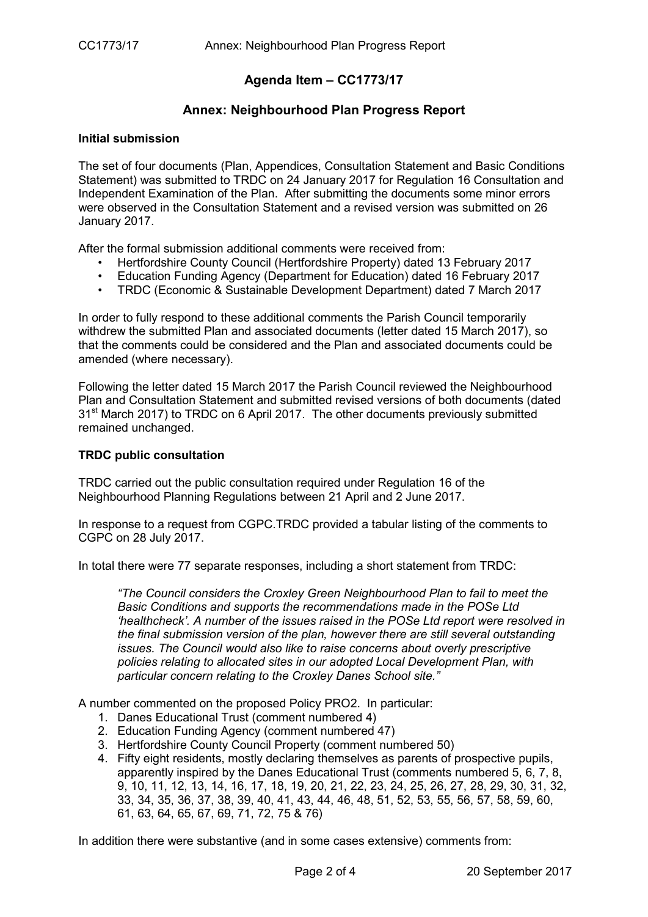## Agenda Item – CC1773/17

## Annex: Neighbourhood Plan Progress Report

**Initial submission**

The set of four documents (Plan, Appendices, Consultation Statement and Basic Conditions Statement) was submitted to TRDC on 24 January 2017 for Regulation 16 Consultation and Independent Examination of the Plan. After submitting the documents some minor errors were observed in the Consultation Statement and a revised version was submitted on 26 January 2017.

After the formal submission additional comments were received from:

- Hertfordshire County Council (Hertfordshire Property) dated 13 February 2017
- Education Funding Agency (Department for Education) dated 16 February 2017
- TRDC (Economic & Sustainable Development Department) dated 7 March 2017

In order to fully respond to these additional comments the Parish Council temporarily withdrew the submitted Plan and associated documents (letter dated 15 March 2017), so that the comments could be considered and the Plan and associated documents could be amended (where necessary).

Following the letter dated 15 March 2017 the Parish Council reviewed the Neighbourhood Plan and Consultation Statement and submitted revised versions of both documents (dated 31st March 2017) to TRDC on 6 April 2017. The other documents previously submitted remained unchanged.

**TRDC public consultation**

TRDC carried out the public consultation required under Regulation 16 of the Neighbourhood Planning Regulations between 21 April and 2 June 2017.

In response to a request from CGPC.TRDC provided a tabular listing of the comments to CGPC on 28 July 2017.

In total there were 77 separate responses, including a short statement from TRDC:

> *"The Council considers the Croxley Green Neighbourhood Plan to fail to meet the Basic Conditions and supports the recommendations made in the POSe Ltd 'healthcheck'. A number of the issues raised in the POSe Ltd report were resolved in the final submission version of the plan, however there are still several outstanding issues. The Council would also like to raise concerns about overly prescriptive policies relating to allocated sites in our adopted Local Development Plan, with particular concern relating to the Croxley Danes School site."*

A number commented on the proposed Policy PRO2. In particular:

1. Danes Educational Trust (comment numbered 4)
2. Education Funding Agency (comment numbered 47)
3. Hertfordshire County Council Property (comment numbered 50)
4. Fifty eight residents, mostly declaring themselves as parents of prospective pupils, apparently inspired by the Danes Educational Trust (comments numbered 5, 6, 7, 8, 9, 10, 11, 12, 13, 14, 16, 17, 18, 19, 20, 21, 22, 23, 24, 25, 26, 27, 28, 29, 30, 31, 32, 33, 34, 35, 36, 37, 38, 39, 40, 41, 43, 44, 46, 48, 51, 52, 53, 55, 56, 57, 58, 59, 60, 61, 63, 64, 65, 67, 69, 71, 72, 75 & 76)

In addition there were substantive (and in some cases extensive) comments from: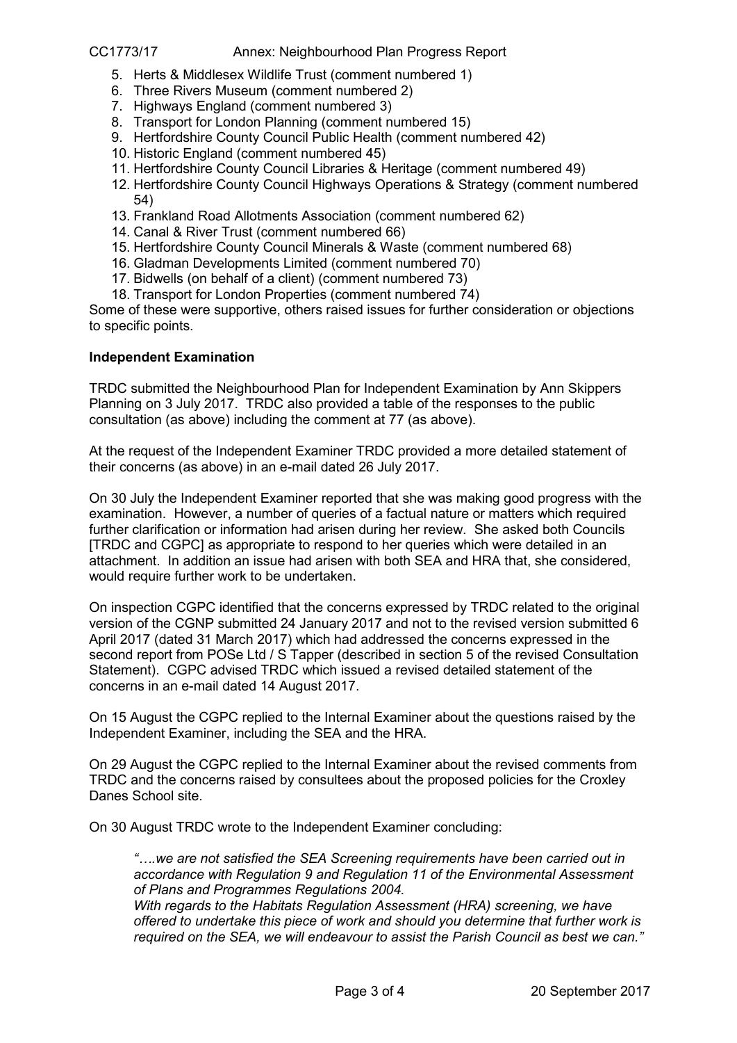5. Herts & Middlesex Wildlife Trust (comment numbered 1)
6. Three Rivers Museum (comment numbered 2)
7. Highways England (comment numbered 3)
8. Transport for London Planning (comment numbered 15)
9. Hertfordshire County Council Public Health (comment numbered 42)
10. Historic England (comment numbered 45)
11. Hertfordshire County Council Libraries & Heritage (comment numbered 49)
12. Hertfordshire County Council Highways Operations & Strategy (comment numbered 54)
13. Frankland Road Allotments Association (comment numbered 62)
14. Canal & River Trust (comment numbered 66)
15. Hertfordshire County Council Minerals & Waste (comment numbered 68)
16. Gladman Developments Limited (comment numbered 70)
17. Bidwells (on behalf of a client) (comment numbered 73)
18. Transport for London Properties (comment numbered 74)

Some of these were supportive, others raised issues for further consideration or objections to specific points.

**Independent Examination**

TRDC submitted the Neighbourhood Plan for Independent Examination by Ann Skippers Planning on 3 July 2017. TRDC also provided a table of the responses to the public consultation (as above) including the comment at 77 (as above).

At the request of the Independent Examiner TRDC provided a more detailed statement of their concerns (as above) in an e-mail dated 26 July 2017.

On 30 July the Independent Examiner reported that she was making good progress with the examination. However, a number of queries of a factual nature or matters which required further clarification or information had arisen during her review. She asked both Councils [TRDC and CGPC] as appropriate to respond to her queries which were detailed in an attachment. In addition an issue had arisen with both SEA and HRA that, she considered, would require further work to be undertaken.

On inspection CGPC identified that the concerns expressed by TRDC related to the original version of the CGNP submitted 24 January 2017 and not to the revised version submitted 6 April 2017 (dated 31 March 2017) which had addressed the concerns expressed in the second report from POSe Ltd / S Tapper (described in section 5 of the revised Consultation Statement). CGPC advised TRDC which issued a revised detailed statement of the concerns in an e-mail dated 14 August 2017.

On 15 August the CGPC replied to the Internal Examiner about the questions raised by the Independent Examiner, including the SEA and the HRA.

On 29 August the CGPC replied to the Internal Examiner about the revised comments from TRDC and the concerns raised by consultees about the proposed policies for the Croxley Danes School site.

On 30 August TRDC wrote to the Independent Examiner concluding:

> *"….we are not satisfied the SEA Screening requirements have been carried out in accordance with Regulation 9 and Regulation 11 of the Environmental Assessment of Plans and Programmes Regulations 2004.*
> *With regards to the Habitats Regulation Assessment (HRA) screening, we have offered to undertake this piece of work and should you determine that further work is required on the SEA, we will endeavour to assist the Parish Council as best we can."*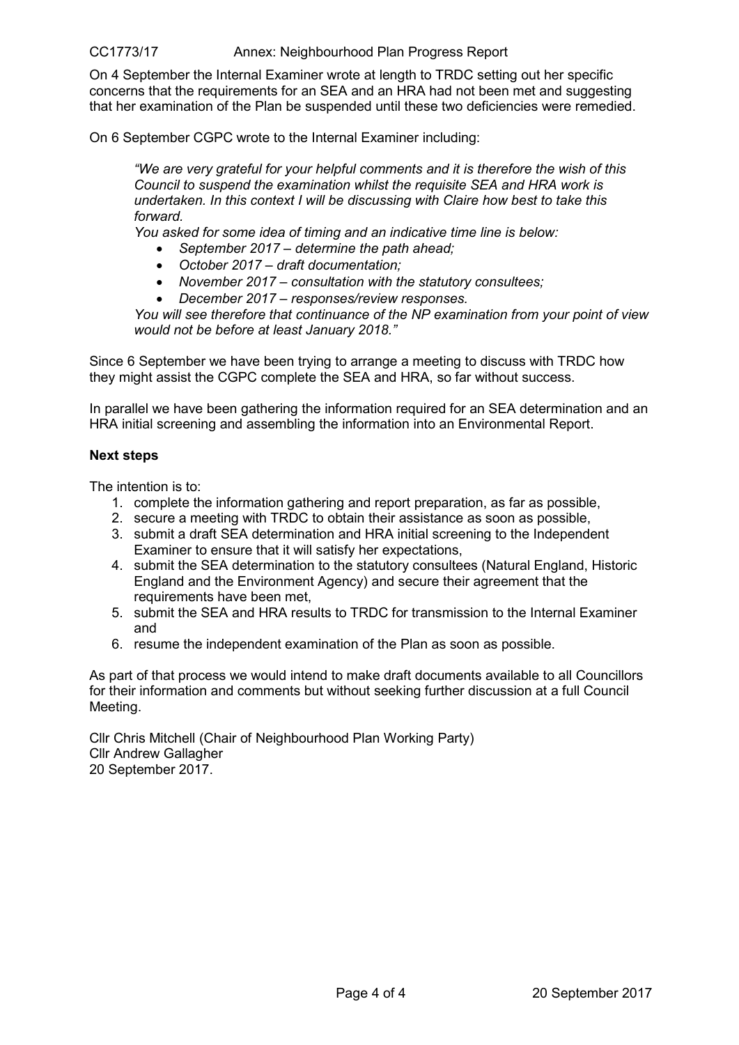On 4 September the Internal Examiner wrote at length to TRDC setting out her specific concerns that the requirements for an SEA and an HRA had not been met and suggesting that her examination of the Plan be suspended until these two deficiencies were remedied.

On 6 September CGPC wrote to the Internal Examiner including:

> *"We are very grateful for your helpful comments and it is therefore the wish of this Council to suspend the examination whilst the requisite SEA and HRA work is undertaken. In this context I will be discussing with Claire how best to take this forward.*
> *You asked for some idea of timing and an indicative time line is below:*
> - *September 2017 – determine the path ahead;*
> - *October 2017 – draft documentation;*
> - *November 2017 – consultation with the statutory consultees;*
> - *December 2017 – responses/review responses.*
>
> *You will see therefore that continuance of the NP examination from your point of view would not be before at least January 2018."*

Since 6 September we have been trying to arrange a meeting to discuss with TRDC how they might assist the CGPC complete the SEA and HRA, so far without success.

In parallel we have been gathering the information required for an SEA determination and an HRA initial screening and assembling the information into an Environmental Report.

**Next steps**

The intention is to:

1. complete the information gathering and report preparation, as far as possible,
2. secure a meeting with TRDC to obtain their assistance as soon as possible,
3. submit a draft SEA determination and HRA initial screening to the Independent Examiner to ensure that it will satisfy her expectations,
4. submit the SEA determination to the statutory consultees (Natural England, Historic England and the Environment Agency) and secure their agreement that the requirements have been met,
5. submit the SEA and HRA results to TRDC for transmission to the Internal Examiner and
6. resume the independent examination of the Plan as soon as possible.

As part of that process we would intend to make draft documents available to all Councillors for their information and comments but without seeking further discussion at a full Council Meeting.

Cllr Chris Mitchell (Chair of Neighbourhood Plan Working Party)
Cllr Andrew Gallagher
20 September 2017.